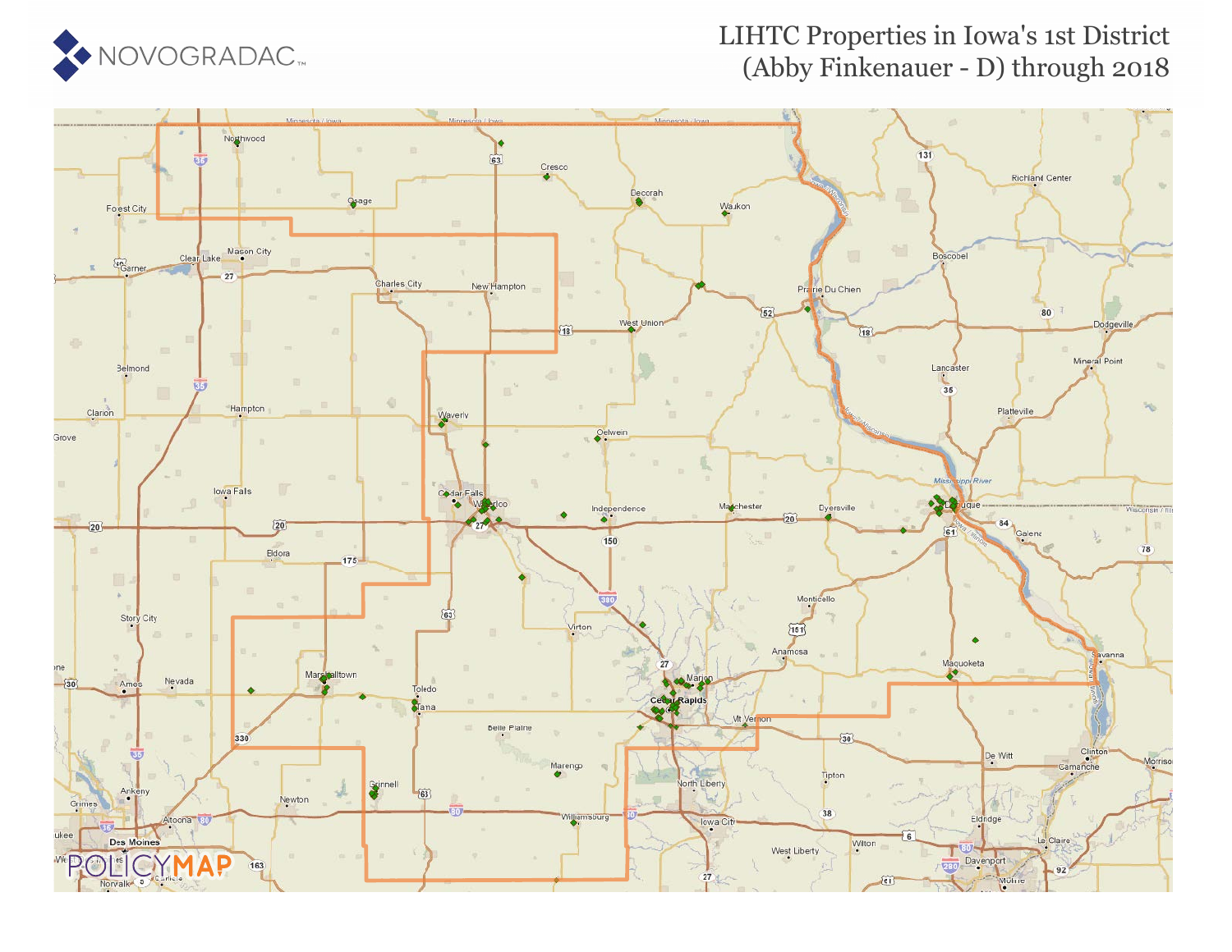# LIHTC Properties in Iowa's 1st District (Abby Finkenauer - D) through 2018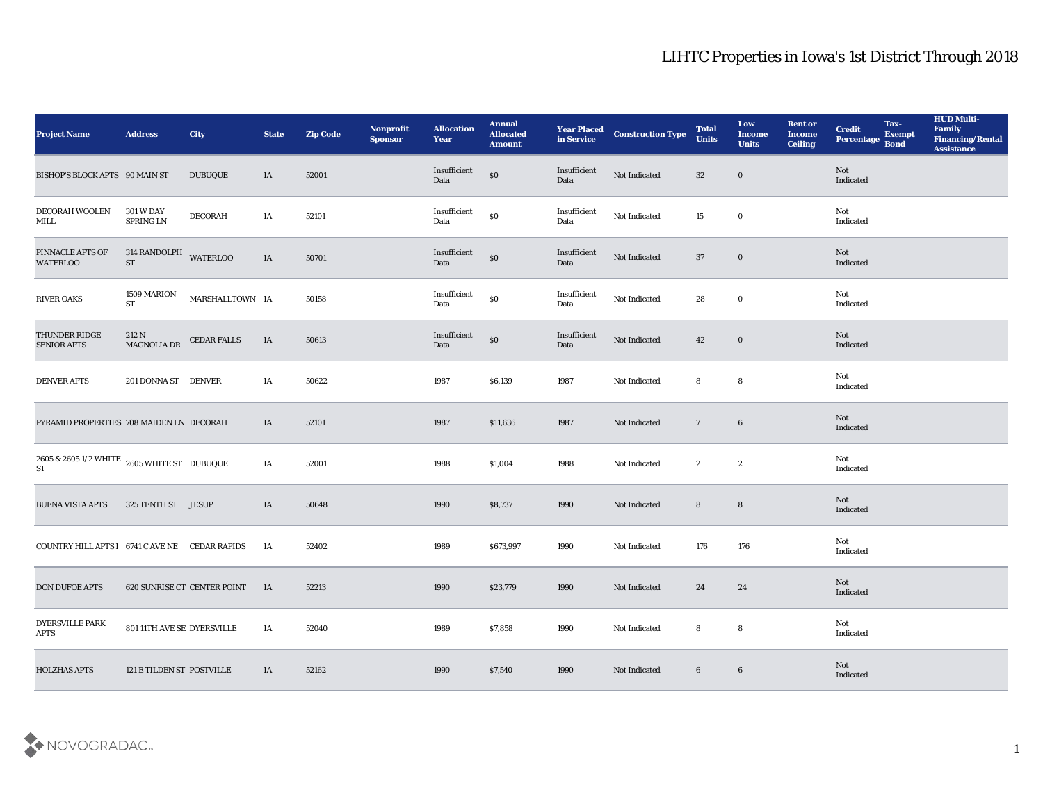# LIHTC Properties in Iowa's 1st District Through 2018

| Project Name | Address | City | State | Zip Code | Nonprofit Sponsor | Allocation Year | Annual Allocated Amount | Year Placed in Service | Construction Type | Total Units | Low Income Units | Rent or Income Ceiling | Credit Percentage | Tax-Exempt Bond | HUD Multi-Family Financing/Rental Assistance |
|---|---|---|---|---|---|---|---|---|---|---|---|---|---|---|---|
| BISHOP'S BLOCK APTS | 90 MAIN ST | DUBUQUE | IA | 52001 | | Insufficient Data | $0 | Insufficient Data | Not Indicated | 32 | 0 | | Not Indicated | | |
| DECORAH WOOLEN MILL | 301 W DAY SPRING LN | DECORAH | IA | 52101 | | Insufficient Data | $0 | Insufficient Data | Not Indicated | 15 | 0 | | Not Indicated | | |
| PINNACLE APTS OF WATERLOO | 314 RANDOLPH ST | WATERLOO | IA | 50701 | | Insufficient Data | $0 | Insufficient Data | Not Indicated | 37 | 0 | | Not Indicated | | |
| RIVER OAKS | 1509 MARION ST | MARSHALLTOWN | IA | 50158 | | Insufficient Data | $0 | Insufficient Data | Not Indicated | 28 | 0 | | Not Indicated | | |
| THUNDER RIDGE SENIOR APTS | 212 N MAGNOLIA DR | CEDAR FALLS | IA | 50613 | | Insufficient Data | $0 | Insufficient Data | Not Indicated | 42 | 0 | | Not Indicated | | |
| DENVER APTS | 201 DONNA ST | DENVER | IA | 50622 | | 1987 | $6,139 | 1987 | Not Indicated | 8 | 8 | | Not Indicated | | |
| PYRAMID PROPERTIES | 708 MAIDEN LN | DECORAH | IA | 52101 | | 1987 | $11,636 | 1987 | Not Indicated | 7 | 6 | | Not Indicated | | |
| 2605 & 2605 1/2 WHITE ST | 2605 WHITE ST | DUBUQUE | IA | 52001 | | 1988 | $1,004 | 1988 | Not Indicated | 2 | 2 | | Not Indicated | | |
| BUENA VISTA APTS | 325 TENTH ST | JESUP | IA | 50648 | | 1990 | $8,737 | 1990 | Not Indicated | 8 | 8 | | Not Indicated | | |
| COUNTRY HILL APTS I | 6741 C AVE NE | CEDAR RAPIDS | IA | 52402 | | 1989 | $673,997 | 1990 | Not Indicated | 176 | 176 | | Not Indicated | | |
| DON DUFOE APTS | 620 SUNRISE CT | CENTER POINT | IA | 52213 | | 1990 | $23,779 | 1990 | Not Indicated | 24 | 24 | | Not Indicated | | |
| DYERSVILLE PARK APTS | 801 11TH AVE SE | DYERSVILLE | IA | 52040 | | 1989 | $7,858 | 1990 | Not Indicated | 8 | 8 | | Not Indicated | | |
| HOLZHAS APTS | 121 E TILDEN ST | POSTVILLE | IA | 52162 | | 1990 | $7,540 | 1990 | Not Indicated | 6 | 6 | | Not Indicated | | |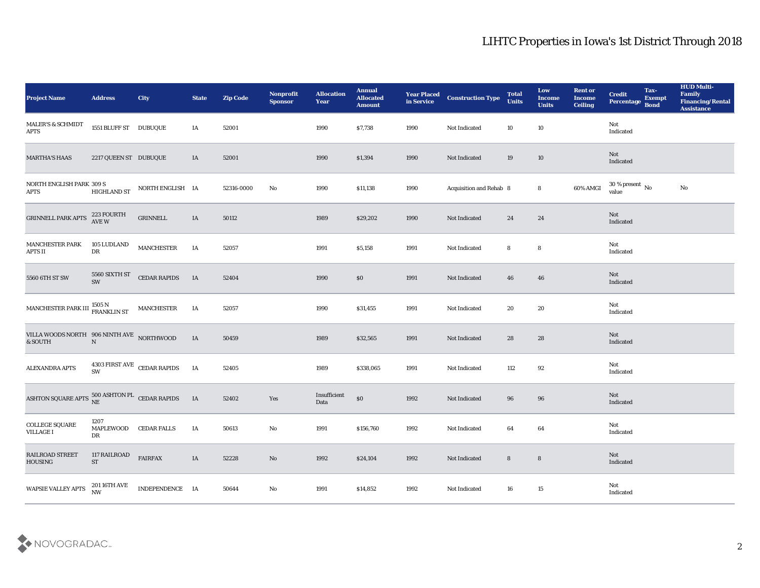# LIHTC Properties in Iowa's 1st District Through 2018

| Project Name | Address | City | State | Zip Code | Nonprofit Sponsor | Allocation Year | Annual Allocated Amount | Year Placed in Service | Construction Type | Total Units | Low Income Units | Rent or Income Ceiling | Credit Percentage | Tax-Exempt Bond | HUD Multi-Family Financing/Rental Assistance |
|---|---|---|---|---|---|---|---|---|---|---|---|---|---|---|---|
| MALER'S & SCHMIDT APTS | 1551 BLUFF ST | DUBUQUE | IA | 52001 | | 1990 | $7,738 | 1990 | Not Indicated | 10 | 10 | | Not Indicated | | |
| MARTHA'S HAAS | 2217 QUEEN ST | DUBUQUE | IA | 52001 | | 1990 | $1,394 | 1990 | Not Indicated | 19 | 10 | | Not Indicated | | |
| NORTH ENGLISH PARK APTS | 309 S HIGHLAND ST | NORTH ENGLISH | IA | 52316-0000 | No | 1990 | $11,138 | 1990 | Acquisition and Rehab | 8 | 8 | 60% AMGI | 30 % present value | No | No |
| GRINNELL PARK APTS | 223 FOURTH AVE W | GRINNELL | IA | 50112 | | 1989 | $29,202 | 1990 | Not Indicated | 24 | 24 | | Not Indicated | | |
| MANCHESTER PARK APTS II | 105 LUDLAND DR | MANCHESTER | IA | 52057 | | 1991 | $5,158 | 1991 | Not Indicated | 8 | 8 | | Not Indicated | | |
| 5560 6TH ST SW | 5560 SIXTH ST SW | CEDAR RAPIDS | IA | 52404 | | 1990 | $0 | 1991 | Not Indicated | 46 | 46 | | Not Indicated | | |
| MANCHESTER PARK III | 1505 N FRANKLIN ST | MANCHESTER | IA | 52057 | | 1990 | $31,455 | 1991 | Not Indicated | 20 | 20 | | Not Indicated | | |
| VILLA WOODS NORTH & SOUTH | 906 NINTH AVE N | NORTHWOOD | IA | 50459 | | 1989 | $32,565 | 1991 | Not Indicated | 28 | 28 | | Not Indicated | | |
| ALEXANDRA APTS | 4303 FIRST AVE SW | CEDAR RAPIDS | IA | 52405 | | 1989 | $338,065 | 1991 | Not Indicated | 112 | 92 | | Not Indicated | | |
| ASHTON SQUARE APTS | 500 ASHTON PL NE | CEDAR RAPIDS | IA | 52402 | Yes | Insufficient Data | $0 | 1992 | Not Indicated | 96 | 96 | | Not Indicated | | |
| COLLEGE SQUARE VILLAGE I | 1207 MAPLEWOOD DR | CEDAR FALLS | IA | 50613 | No | 1991 | $156,760 | 1992 | Not Indicated | 64 | 64 | | Not Indicated | | |
| RAILROAD STREET HOUSING | 117 RAILROAD ST | FAIRFAX | IA | 52228 | No | 1992 | $24,104 | 1992 | Not Indicated | 8 | 8 | | Not Indicated | | |
| WAPSIE VALLEY APTS | 201 16TH AVE NW | INDEPENDENCE | IA | 50644 | No | 1991 | $14,852 | 1992 | Not Indicated | 16 | 15 | | Not Indicated | | |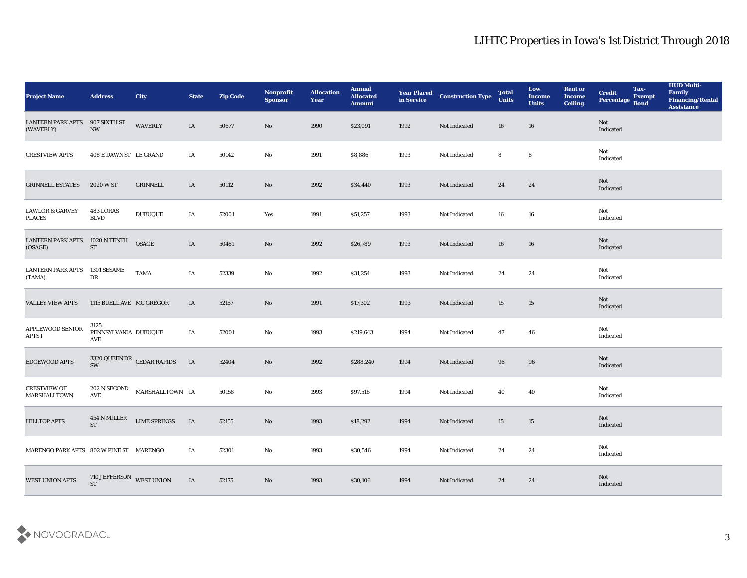## LIHTC Properties in Iowa's 1st District Through 2018

| Project Name | Address | City | State | Zip Code | Nonprofit Sponsor | Allocation Year | Annual Allocated Amount | Year Placed in Service | Construction Type | Total Units | Low Income Units | Rent or Income Ceiling | Credit Percentage | Tax-Exempt Bond | HUD Multi-Family Financing/Rental Assistance |
|---|---|---|---|---|---|---|---|---|---|---|---|---|---|---|---|
| LANTERN PARK APTS (WAVERLY) | 907 SIXTH ST NW | WAVERLY | IA | 50677 | No | 1990 | $23,091 | 1992 | Not Indicated | 16 | 16 | | Not Indicated | | |
| CRESTVIEW APTS | 408 E DAWN ST | LE GRAND | IA | 50142 | No | 1991 | $8,886 | 1993 | Not Indicated | 8 | 8 | | Not Indicated | | |
| GRINNELL ESTATES | 2020 W ST | GRINNELL | IA | 50112 | No | 1992 | $34,440 | 1993 | Not Indicated | 24 | 24 | | Not Indicated | | |
| LAWLOR & GARVEY PLACES | 483 LORAS BLVD | DUBUQUE | IA | 52001 | Yes | 1991 | $51,257 | 1993 | Not Indicated | 16 | 16 | | Not Indicated | | |
| LANTERN PARK APTS (OSAGE) | 1020 N TENTH ST | OSAGE | IA | 50461 | No | 1992 | $26,789 | 1993 | Not Indicated | 16 | 16 | | Not Indicated | | |
| LANTERN PARK APTS (TAMA) | 1301 SESAME DR | TAMA | IA | 52339 | No | 1992 | $31,254 | 1993 | Not Indicated | 24 | 24 | | Not Indicated | | |
| VALLEY VIEW APTS | 1115 BUELL AVE | MC GREGOR | IA | 52157 | No | 1991 | $17,302 | 1993 | Not Indicated | 15 | 15 | | Not Indicated | | |
| APPLEWOOD SENIOR APTS I | 3125 PENNSYLVANIA AVE | DUBUQUE | IA | 52001 | No | 1993 | $219,643 | 1994 | Not Indicated | 47 | 46 | | Not Indicated | | |
| EDGEWOOD APTS | 3320 QUEEN DR SW | CEDAR RAPIDS | IA | 52404 | No | 1992 | $288,240 | 1994 | Not Indicated | 96 | 96 | | Not Indicated | | |
| CRESTVIEW OF MARSHALLTOWN | 202 N SECOND AVE | MARSHALLTOWN | IA | 50158 | No | 1993 | $97,516 | 1994 | Not Indicated | 40 | 40 | | Not Indicated | | |
| HILLTOP APTS | 454 N MILLER ST | LIME SPRINGS | IA | 52155 | No | 1993 | $18,292 | 1994 | Not Indicated | 15 | 15 | | Not Indicated | | |
| MARENGO PARK APTS | 802 W PINE ST | MARENGO | IA | 52301 | No | 1993 | $30,546 | 1994 | Not Indicated | 24 | 24 | | Not Indicated | | |
| WEST UNION APTS | 710 JEFFERSON ST | WEST UNION | IA | 52175 | No | 1993 | $30,106 | 1994 | Not Indicated | 24 | 24 | | Not Indicated | | |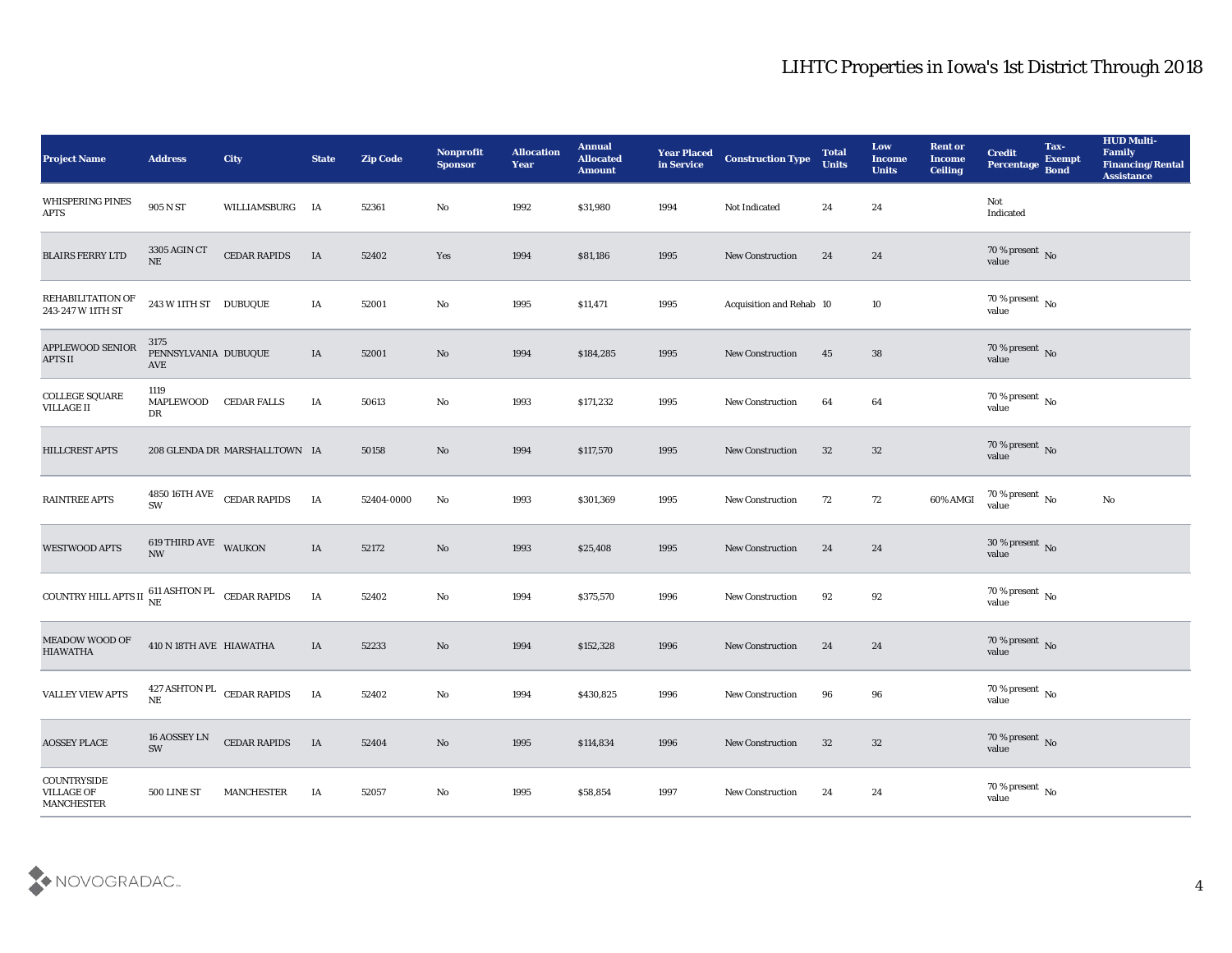| Project Name | Address | City | State | Zip Code | Nonprofit Sponsor | Allocation Year | Annual Allocated Amount | Year Placed in Service | Construction Type | Total Units | Low Income Units | Rent or Income Ceiling | Credit Percentage | Tax-Exempt Bond | HUD Multi-Family Financing/Rental Assistance |
|---|---|---|---|---|---|---|---|---|---|---|---|---|---|---|---|
| WHISPERING PINES APTS | 905 N ST | WILLIAMSBURG | IA | 52361 | No | 1992 | $31,980 | 1994 | Not Indicated | 24 | 24 | | Not Indicated | | |
| BLAIRS FERRY LTD | 3305 AGIN CT NE | CEDAR RAPIDS | IA | 52402 | Yes | 1994 | $81,186 | 1995 | New Construction | 24 | 24 | | 70 % present value | No | |
| REHABILITATION OF 243-247 W 11TH ST | 243 W 11TH ST | DUBUQUE | IA | 52001 | No | 1995 | $11,471 | 1995 | Acquisition and Rehab | 10 | 10 | | 70 % present value | No | |
| APPLEWOOD SENIOR APTS II | 3175 PENNSYLVANIA AVE | DUBUQUE | IA | 52001 | No | 1994 | $184,285 | 1995 | New Construction | 45 | 38 | | 70 % present value | No | |
| COLLEGE SQUARE VILLAGE II | 1119 MAPLEWOOD DR | CEDAR FALLS | IA | 50613 | No | 1993 | $171,232 | 1995 | New Construction | 64 | 64 | | 70 % present value | No | |
| HILLCREST APTS | 208 GLENDA DR | MARSHALLTOWN | IA | 50158 | No | 1994 | $117,570 | 1995 | New Construction | 32 | 32 | | 70 % present value | No | |
| RAINTREE APTS | 4850 16TH AVE SW | CEDAR RAPIDS | IA | 52404-0000 | No | 1993 | $301,369 | 1995 | New Construction | 72 | 72 | 60% AMGI | 70 % present value | No | No |
| WESTWOOD APTS | 619 THIRD AVE NW | WAUKON | IA | 52172 | No | 1993 | $25,408 | 1995 | New Construction | 24 | 24 | | 30 % present value | No | |
| COUNTRY HILL APTS II | 611 ASHTON PL NE | CEDAR RAPIDS | IA | 52402 | No | 1994 | $375,570 | 1996 | New Construction | 92 | 92 | | 70 % present value | No | |
| MEADOW WOOD OF HIAWATHA | 410 N 18TH AVE | HIAWATHA | IA | 52233 | No | 1994 | $152,328 | 1996 | New Construction | 24 | 24 | | 70 % present value | No | |
| VALLEY VIEW APTS | 427 ASHTON PL NE | CEDAR RAPIDS | IA | 52402 | No | 1994 | $430,825 | 1996 | New Construction | 96 | 96 | | 70 % present value | No | |
| AOSSEY PLACE | 16 AOSSEY LN SW | CEDAR RAPIDS | IA | 52404 | No | 1995 | $114,834 | 1996 | New Construction | 32 | 32 | | 70 % present value | No | |
| COUNTRYSIDE VILLAGE OF MANCHESTER | 500 LINE ST | MANCHESTER | IA | 52057 | No | 1995 | $58,854 | 1997 | New Construction | 24 | 24 | | 70 % present value | No | |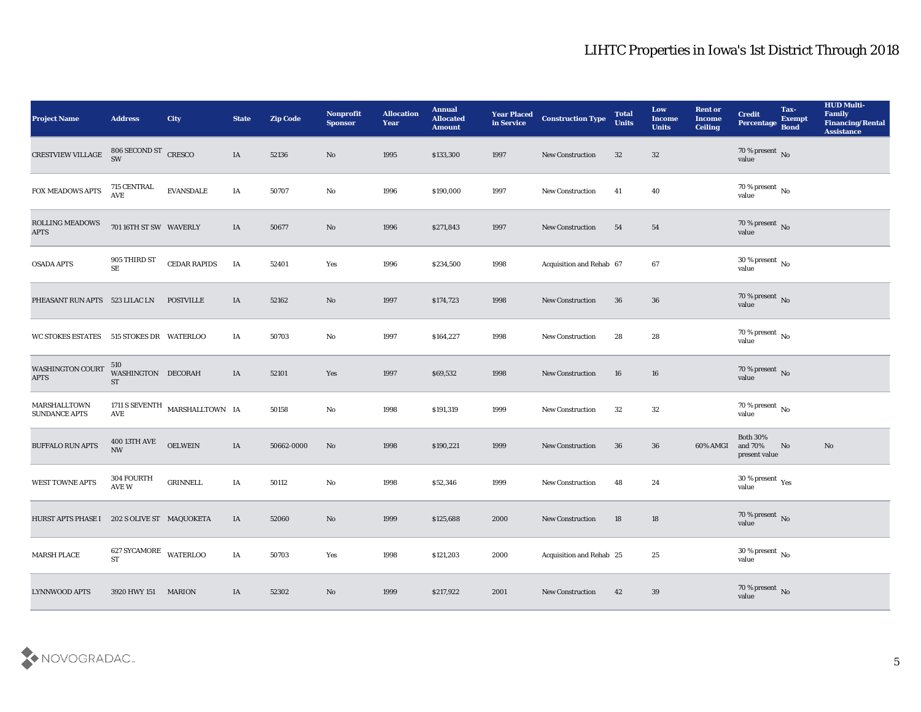# LIHTC Properties in Iowa's 1st District Through 2018

| Project Name | Address | City | State | Zip Code | Nonprofit Sponsor | Allocation Year | Annual Allocated Amount | Year Placed in Service | Construction Type | Total Units | Low Income Units | Rent or Income Ceiling | Credit Percentage | Tax-Exempt Bond | HUD Multi-Family Financing/Rental Assistance |
|---|---|---|---|---|---|---|---|---|---|---|---|---|---|---|---|
| CRESTVIEW VILLAGE | 806 SECOND ST SW | CRESCO | IA | 52136 | No | 1995 | $133,300 | 1997 | New Construction | 32 | 32 | | 70 % present value | No | |
| FOX MEADOWS APTS | 715 CENTRAL AVE | EVANSDALE | IA | 50707 | No | 1996 | $190,000 | 1997 | New Construction | 41 | 40 | | 70 % present value | No | |
| ROLLING MEADOWS APTS | 701 16TH ST SW | WAVERLY | IA | 50677 | No | 1996 | $271,843 | 1997 | New Construction | 54 | 54 | | 70 % present value | No | |
| OSADA APTS | 905 THIRD ST SE | CEDAR RAPIDS | IA | 52401 | Yes | 1996 | $234,500 | 1998 | Acquisition and Rehab | 67 | 67 | | 30 % present value | No | |
| PHEASANT RUN APTS | 523 LILAC LN | POSTVILLE | IA | 52162 | No | 1997 | $174,723 | 1998 | New Construction | 36 | 36 | | 70 % present value | No | |
| WC STOKES ESTATES | 515 STOKES DR | WATERLOO | IA | 50703 | No | 1997 | $164,227 | 1998 | New Construction | 28 | 28 | | 70 % present value | No | |
| WASHINGTON COURT APTS | 510 WASHINGTON ST | DECORAH | IA | 52101 | Yes | 1997 | $69,532 | 1998 | New Construction | 16 | 16 | | 70 % present value | No | |
| MARSHALLTOWN SUNDANCE APTS | 1711 S SEVENTH AVE | MARSHALLTOWN | IA | 50158 | No | 1998 | $191,319 | 1999 | New Construction | 32 | 32 | | 70 % present value | No | |
| BUFFALO RUN APTS | 400 13TH AVE NW | OELWEIN | IA | 50662-0000 | No | 1998 | $190,221 | 1999 | New Construction | 36 | 36 | 60% AMGI | Both 30% and 70% present value | No | No |
| WEST TOWNE APTS | 304 FOURTH AVE W | GRINNELL | IA | 50112 | No | 1998 | $52,346 | 1999 | New Construction | 48 | 24 | | 30 % present value | Yes | |
| HURST APTS PHASE I | 202 S OLIVE ST | MAQUOKETA | IA | 52060 | No | 1999 | $125,688 | 2000 | New Construction | 18 | 18 | | 70 % present value | No | |
| MARSH PLACE | 627 SYCAMORE ST | WATERLOO | IA | 50703 | Yes | 1998 | $121,203 | 2000 | Acquisition and Rehab | 25 | 25 | | 30 % present value | No | |
| LYNNWOOD APTS | 3920 HWY 151 | MARION | IA | 52302 | No | 1999 | $217,922 | 2001 | New Construction | 42 | 39 | | 70 % present value | No | |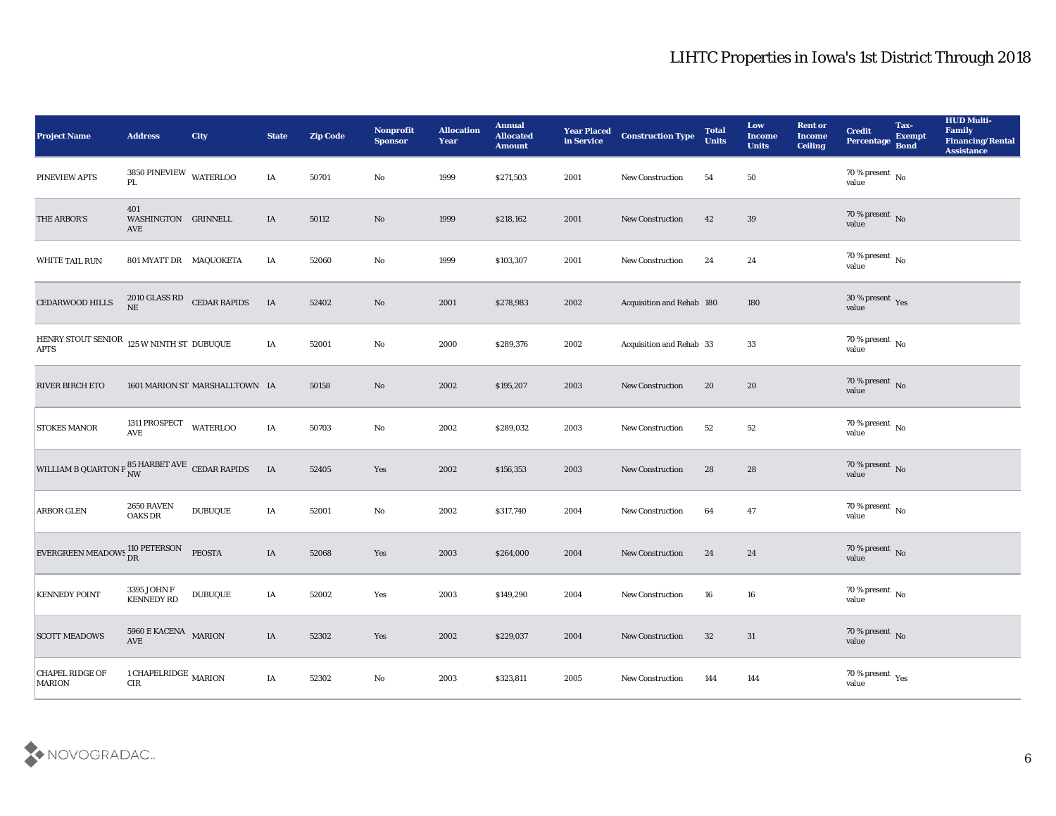# LIHTC Properties in Iowa's 1st District Through 2018

| Project Name | Address | City | State | Zip Code | Nonprofit Sponsor | Allocation Year | Annual Allocated Amount | Year Placed in Service | Construction Type | Total Units | Low Income Units | Rent or Income Ceiling | Credit Percentage | Tax-Exempt Bond | HUD Multi-Family Financing/Rental Assistance |
|---|---|---|---|---|---|---|---|---|---|---|---|---|---|---|---|
| PINEVIEW APTS | 3850 PINEVIEW PL | WATERLOO | IA | 50701 | No | 1999 | $271,503 | 2001 | New Construction | 54 | 50 | | 70 % present value | No | |
| THE ARBOR'S | 401 WASHINGTON AVE | GRINNELL | IA | 50112 | No | 1999 | $218,162 | 2001 | New Construction | 42 | 39 | | 70 % present value | No | |
| WHITE TAIL RUN | 801 MYATT DR | MAQUOKETA | IA | 52060 | No | 1999 | $103,307 | 2001 | New Construction | 24 | 24 | | 70 % present value | No | |
| CEDARWOOD HILLS | 2010 GLASS RD NE | CEDAR RAPIDS | IA | 52402 | No | 2001 | $278,983 | 2002 | Acquisition and Rehab | 180 | 180 | | 30 % present value | Yes | |
| HENRY STOUT SENIOR APTS | 125 W NINTH ST | DUBUQUE | IA | 52001 | No | 2000 | $289,376 | 2002 | Acquisition and Rehab | 33 | 33 | | 70 % present value | No | |
| RIVER BIRCH ETO | 1601 MARION ST | MARSHALLTOWN | IA | 50158 | No | 2002 | $195,207 | 2003 | New Construction | 20 | 20 | | 70 % present value | No | |
| STOKES MANOR | 1311 PROSPECT AVE | WATERLOO | IA | 50703 | No | 2002 | $289,032 | 2003 | New Construction | 52 | 52 | | 70 % present value | No | |
| WILLIAM B QUARTON P | 85 HARBET AVE NW | CEDAR RAPIDS | IA | 52405 | Yes | 2002 | $156,353 | 2003 | New Construction | 28 | 28 | | 70 % present value | No | |
| ARBOR GLEN | 2650 RAVEN OAKS DR | DUBUQUE | IA | 52001 | No | 2002 | $317,740 | 2004 | New Construction | 64 | 47 | | 70 % present value | No | |
| EVERGREEN MEADOWS | 110 PETERSON DR | PEOSTA | IA | 52068 | Yes | 2003 | $264,000 | 2004 | New Construction | 24 | 24 | | 70 % present value | No | |
| KENNEDY POINT | 3395 JOHN F KENNEDY RD | DUBUQUE | IA | 52002 | Yes | 2003 | $149,290 | 2004 | New Construction | 16 | 16 | | 70 % present value | No | |
| SCOTT MEADOWS | 5960 E KACENA AVE | MARION | IA | 52302 | Yes | 2002 | $229,037 | 2004 | New Construction | 32 | 31 | | 70 % present value | No | |
| CHAPEL RIDGE OF MARION | 1 CHAPELRIDGE CIR | MARION | IA | 52302 | No | 2003 | $323,811 | 2005 | New Construction | 144 | 144 | | 70 % present value | Yes | |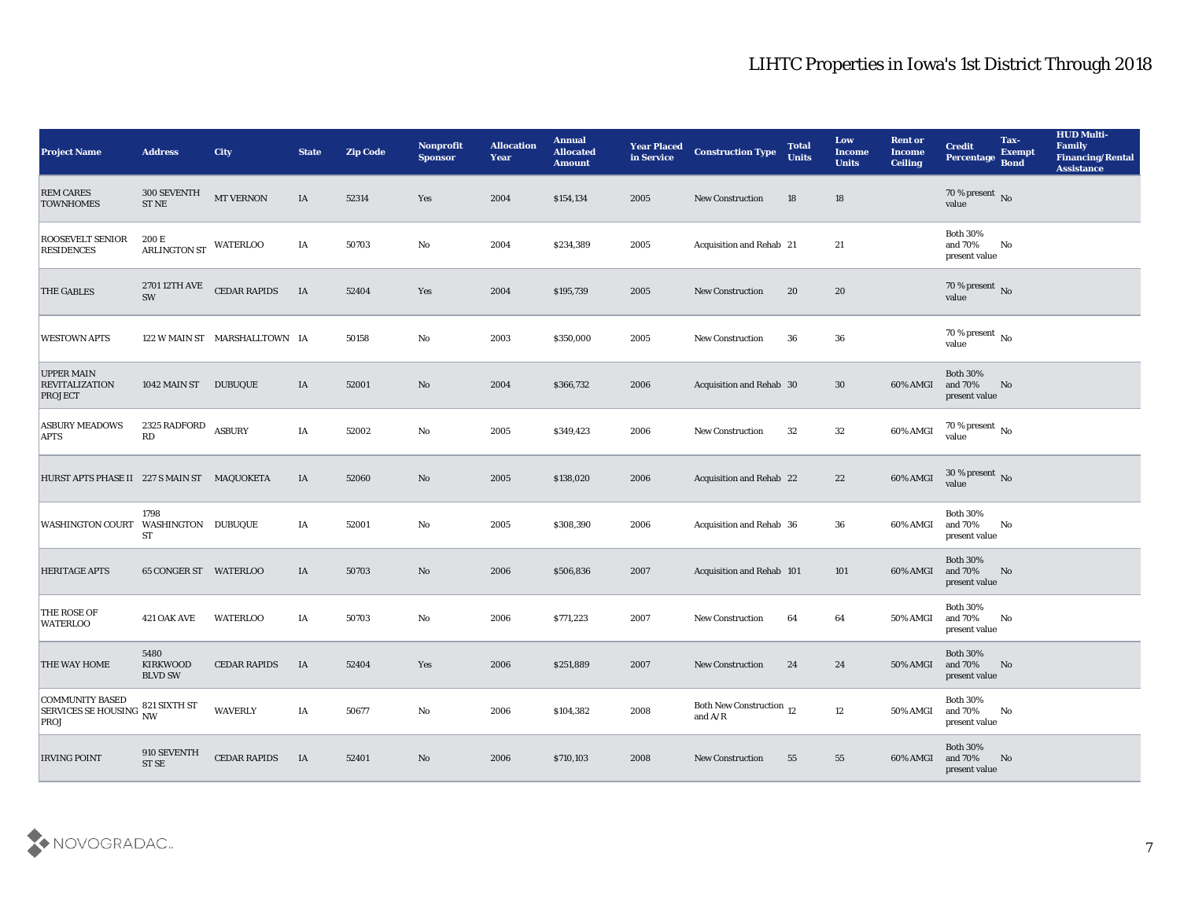# LIHTC Properties in Iowa's 1st District Through 2018

| Project Name | Address | City | State | Zip Code | Nonprofit Sponsor | Allocation Year | Annual Allocated Amount | Year Placed in Service | Construction Type | Total Units | Low Income Units | Rent or Income Ceiling | Credit Percentage | Tax-Exempt Bond | HUD Multi-Family Financing/Rental Assistance |
|---|---|---|---|---|---|---|---|---|---|---|---|---|---|---|---|
| REM CARES TOWNHOMES | 300 SEVENTH ST NE | MT VERNON | IA | 52314 | Yes | 2004 | $154,134 | 2005 | New Construction | 18 | 18 | | 70 % present value | No | |
| ROOSEVELT SENIOR RESIDENCES | 200 E ARLINGTON ST | WATERLOO | IA | 50703 | No | 2004 | $234,389 | 2005 | Acquisition and Rehab | 21 | 21 | | Both 30% and 70% present value | No | |
| THE GABLES | 2701 12TH AVE SW | CEDAR RAPIDS | IA | 52404 | Yes | 2004 | $195,739 | 2005 | New Construction | 20 | 20 | | 70 % present value | No | |
| WESTOWN APTS | 122 W MAIN ST | MARSHALLTOWN | IA | 50158 | No | 2003 | $350,000 | 2005 | New Construction | 36 | 36 | | 70 % present value | No | |
| UPPER MAIN REVITALIZATION PROJECT | 1042 MAIN ST | DUBUQUE | IA | 52001 | No | 2004 | $366,732 | 2006 | Acquisition and Rehab | 30 | 30 | 60% AMGI | Both 30% and 70% present value | No | |
| ASBURY MEADOWS APTS | 2325 RADFORD RD | ASBURY | IA | 52002 | No | 2005 | $349,423 | 2006 | New Construction | 32 | 32 | 60% AMGI | 70 % present value | No | |
| HURST APTS PHASE II | 227 S MAIN ST | MAQUOKETA | IA | 52060 | No | 2005 | $138,020 | 2006 | Acquisition and Rehab | 22 | 22 | 60% AMGI | 30 % present value | No | |
| WASHINGTON COURT | 1798 WASHINGTON ST | DUBUQUE | IA | 52001 | No | 2005 | $308,390 | 2006 | Acquisition and Rehab | 36 | 36 | 60% AMGI | Both 30% and 70% present value | No | |
| HERITAGE APTS | 65 CONGER ST | WATERLOO | IA | 50703 | No | 2006 | $506,836 | 2007 | Acquisition and Rehab | 101 | 101 | 60% AMGI | Both 30% and 70% present value | No | |
| THE ROSE OF WATERLOO | 421 OAK AVE | WATERLOO | IA | 50703 | No | 2006 | $771,223 | 2007 | New Construction | 64 | 64 | 50% AMGI | Both 30% and 70% present value | No | |
| THE WAY HOME | 5480 KIRKWOOD BLVD SW | CEDAR RAPIDS | IA | 52404 | Yes | 2006 | $251,889 | 2007 | New Construction | 24 | 24 | 50% AMGI | Both 30% and 70% present value | No | |
| COMMUNITY BASED SERVICES SE HOUSING PROJ | 821 SIXTH ST NW | WAVERLY | IA | 50677 | No | 2006 | $104,382 | 2008 | Both New Construction and A/R | 12 | 12 | 50% AMGI | Both 30% and 70% present value | No | |
| IRVING POINT | 910 SEVENTH ST SE | CEDAR RAPIDS | IA | 52401 | No | 2006 | $710,103 | 2008 | New Construction | 55 | 55 | 60% AMGI | Both 30% and 70% present value | No | |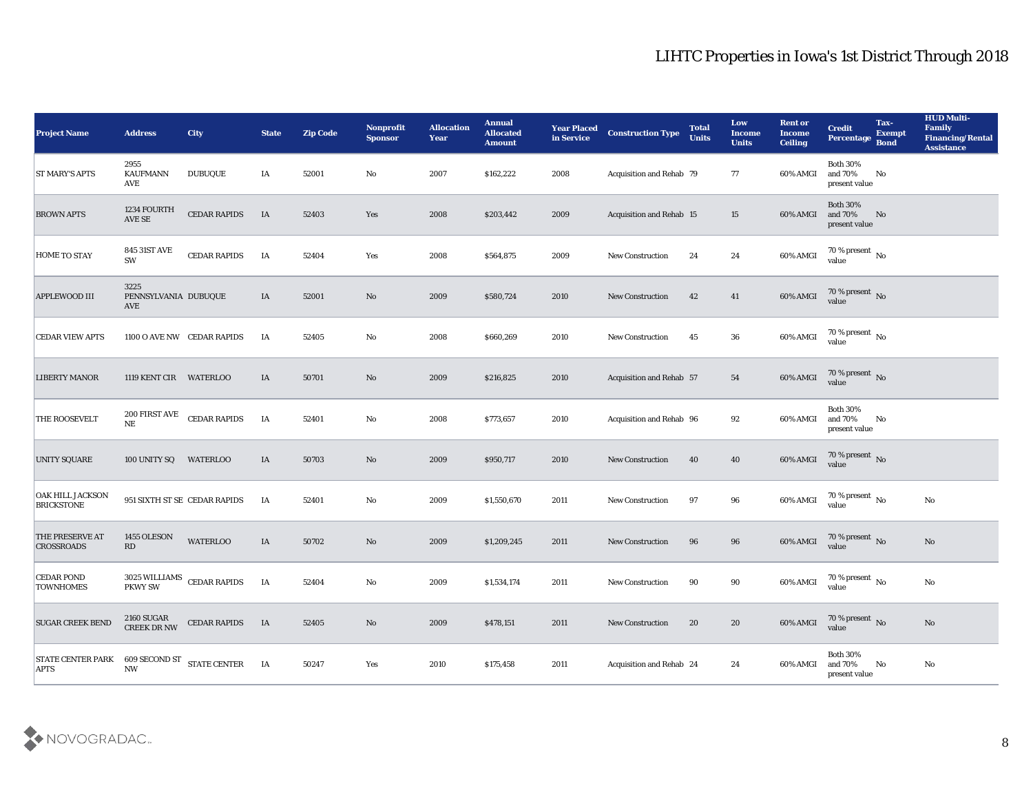# LIHTC Properties in Iowa's 1st District Through 2018

| Project Name | Address | City | State | Zip Code | Nonprofit Sponsor | Allocation Year | Annual Allocated Amount | Year Placed in Service | Construction Type | Total Units | Low Income Units | Rent or Income Ceiling | Credit Percentage | Tax-Exempt Bond | HUD Multi-Family Financing/Rental Assistance |
|---|---|---|---|---|---|---|---|---|---|---|---|---|---|---|---|
| ST MARY'S APTS | 2955 KAUFMANN AVE | DUBUQUE | IA | 52001 | No | 2007 | $162,222 | 2008 | Acquisition and Rehab | 79 | 77 | 60% AMGI | Both 30% and 70% present value | No | |
| BROWN APTS | 1234 FOURTH AVE SE | CEDAR RAPIDS | IA | 52403 | Yes | 2008 | $203,442 | 2009 | Acquisition and Rehab | 15 | 15 | 60% AMGI | Both 30% and 70% present value | No | |
| HOME TO STAY | 845 31ST AVE SW | CEDAR RAPIDS | IA | 52404 | Yes | 2008 | $564,875 | 2009 | New Construction | 24 | 24 | 60% AMGI | 70 % present value | No | |
| APPLEWOOD III | 3225 PENNSYLVANIA AVE | DUBUQUE | IA | 52001 | No | 2009 | $580,724 | 2010 | New Construction | 42 | 41 | 60% AMGI | 70 % present value | No | |
| CEDAR VIEW APTS | 1100 O AVE NW | CEDAR RAPIDS | IA | 52405 | No | 2008 | $660,269 | 2010 | New Construction | 45 | 36 | 60% AMGI | 70 % present value | No | |
| LIBERTY MANOR | 1119 KENT CIR | WATERLOO | IA | 50701 | No | 2009 | $216,825 | 2010 | Acquisition and Rehab | 57 | 54 | 60% AMGI | 70 % present value | No | |
| THE ROOSEVELT | 200 FIRST AVE NE | CEDAR RAPIDS | IA | 52401 | No | 2008 | $773,657 | 2010 | Acquisition and Rehab | 96 | 92 | 60% AMGI | Both 30% and 70% present value | No | |
| UNITY SQUARE | 100 UNITY SQ | WATERLOO | IA | 50703 | No | 2009 | $950,717 | 2010 | New Construction | 40 | 40 | 60% AMGI | 70 % present value | No | |
| OAK HILL JACKSON BRICKSTONE | 951 SIXTH ST SE | CEDAR RAPIDS | IA | 52401 | No | 2009 | $1,550,670 | 2011 | New Construction | 97 | 96 | 60% AMGI | 70 % present value | No | No |
| THE PRESERVE AT CROSSROADS | 1455 OLESON RD | WATERLOO | IA | 50702 | No | 2009 | $1,209,245 | 2011 | New Construction | 96 | 96 | 60% AMGI | 70 % present value | No | No |
| CEDAR POND TOWNHOMES | 3025 WILLIAMS PKWY SW | CEDAR RAPIDS | IA | 52404 | No | 2009 | $1,534,174 | 2011 | New Construction | 90 | 90 | 60% AMGI | 70 % present value | No | No |
| SUGAR CREEK BEND | 2160 SUGAR CREEK DR NW | CEDAR RAPIDS | IA | 52405 | No | 2009 | $478,151 | 2011 | New Construction | 20 | 20 | 60% AMGI | 70 % present value | No | No |
| STATE CENTER PARK APTS | 609 SECOND ST NW | STATE CENTER | IA | 50247 | Yes | 2010 | $175,458 | 2011 | Acquisition and Rehab | 24 | 24 | 60% AMGI | Both 30% and 70% present value | No | No |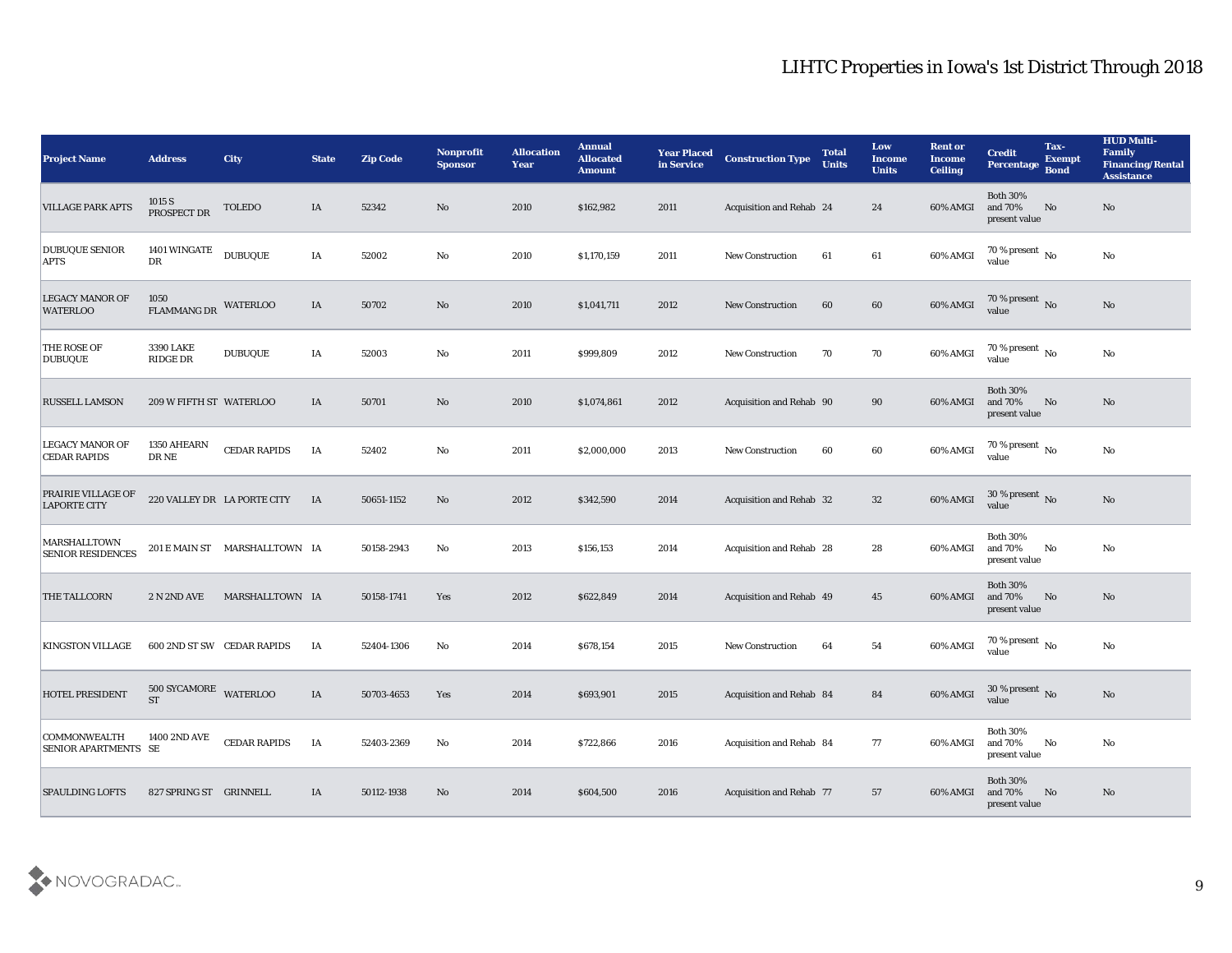# LIHTC Properties in Iowa's 1st District Through 2018

| Project Name | Address | City | State | Zip Code | Nonprofit Sponsor | Allocation Year | Annual Allocated Amount | Year Placed in Service | Construction Type | Total Units | Low Income Units | Rent or Income Ceiling | Credit Percentage | Tax-Exempt Bond | HUD Multi-Family Financing/Rental Assistance |
|---|---|---|---|---|---|---|---|---|---|---|---|---|---|---|---|
| VILLAGE PARK APTS | 1015 S PROSPECT DR | TOLEDO | IA | 52342 | No | 2010 | $162,982 | 2011 | Acquisition and Rehab | 24 | 24 | 60% AMGI | Both 30% and 70% present value | No | No |
| DUBUQUE SENIOR APTS | 1401 WINGATE DR | DUBUQUE | IA | 52002 | No | 2010 | $1,170,159 | 2011 | New Construction | 61 | 61 | 60% AMGI | 70 % present value | No | No |
| LEGACY MANOR OF WATERLOO | 1050 FLAMMANG DR | WATERLOO | IA | 50702 | No | 2010 | $1,041,711 | 2012 | New Construction | 60 | 60 | 60% AMGI | 70 % present value | No | No |
| THE ROSE OF DUBUQUE | 3390 LAKE RIDGE DR | DUBUQUE | IA | 52003 | No | 2011 | $999,809 | 2012 | New Construction | 70 | 70 | 60% AMGI | 70 % present value | No | No |
| RUSSELL LAMSON | 209 W FIFTH ST | WATERLOO | IA | 50701 | No | 2010 | $1,074,861 | 2012 | Acquisition and Rehab | 90 | 90 | 60% AMGI | Both 30% and 70% present value | No | No |
| LEGACY MANOR OF CEDAR RAPIDS | 1350 AHEARN DR NE | CEDAR RAPIDS | IA | 52402 | No | 2011 | $2,000,000 | 2013 | New Construction | 60 | 60 | 60% AMGI | 70 % present value | No | No |
| PRAIRIE VILLAGE OF LAPORTE CITY | 220 VALLEY DR | LA PORTE CITY | IA | 50651-1152 | No | 2012 | $342,590 | 2014 | Acquisition and Rehab | 32 | 32 | 60% AMGI | 30 % present value | No | No |
| MARSHALLTOWN SENIOR RESIDENCES | 201 E MAIN ST | MARSHALLTOWN | IA | 50158-2943 | No | 2013 | $156,153 | 2014 | Acquisition and Rehab | 28 | 28 | 60% AMGI | Both 30% and 70% present value | No | No |
| THE TALLCORN | 2 N 2ND AVE | MARSHALLTOWN | IA | 50158-1741 | Yes | 2012 | $622,849 | 2014 | Acquisition and Rehab | 49 | 45 | 60% AMGI | Both 30% and 70% present value | No | No |
| KINGSTON VILLAGE | 600 2ND ST SW | CEDAR RAPIDS | IA | 52404-1306 | No | 2014 | $678,154 | 2015 | New Construction | 64 | 54 | 60% AMGI | 70 % present value | No | No |
| HOTEL PRESIDENT | 500 SYCAMORE ST | WATERLOO | IA | 50703-4653 | Yes | 2014 | $693,901 | 2015 | Acquisition and Rehab | 84 | 84 | 60% AMGI | 30 % present value | No | No |
| COMMONWEALTH SENIOR APARTMENTS | 1400 2ND AVE SE | CEDAR RAPIDS | IA | 52403-2369 | No | 2014 | $722,866 | 2016 | Acquisition and Rehab | 84 | 77 | 60% AMGI | Both 30% and 70% present value | No | No |
| SPAULDING LOFTS | 827 SPRING ST | GRINNELL | IA | 50112-1938 | No | 2014 | $604,500 | 2016 | Acquisition and Rehab | 77 | 57 | 60% AMGI | Both 30% and 70% present value | No | No |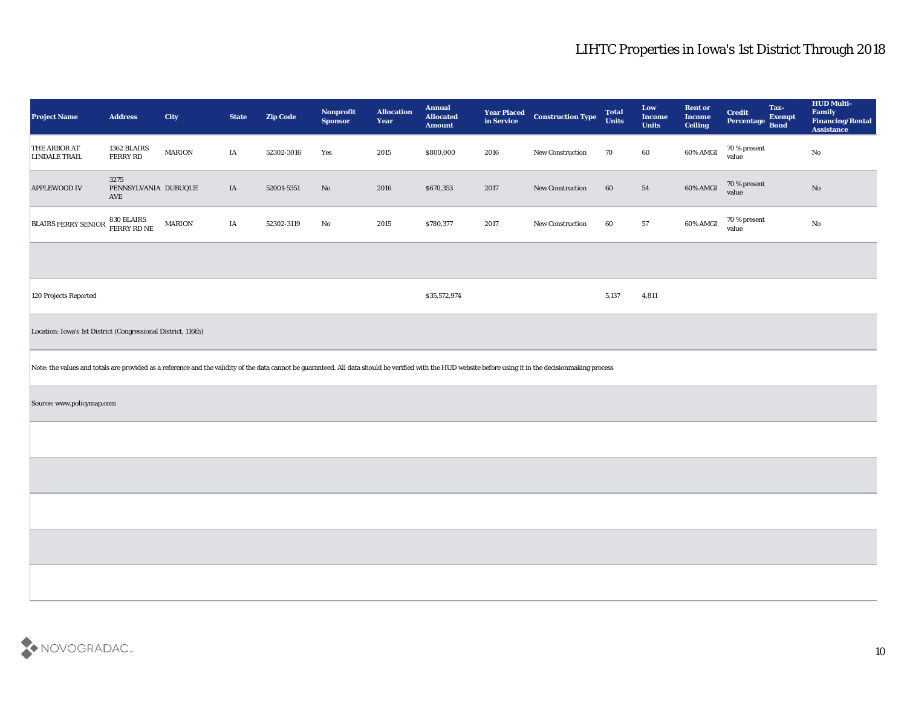| Project Name | Address | City | State | Zip Code | Nonprofit Sponsor | Allocation Year | Annual Allocated Amount | Year Placed in Service | Construction Type | Total Units | Low Income Units | Rent or Income Ceiling | Credit Percentage | Tax-Exempt Bond | HUD Multi-Family Financing/Rental Assistance |
|---|---|---|---|---|---|---|---|---|---|---|---|---|---|---|---|
| THE ARBOR AT LINDALE TRAIL | 1362 BLAIRS FERRY RD | MARION | IA | 52302-3016 | Yes | 2015 | $800,000 | 2016 | New Construction | 70 | 60 | 60% AMGI | 70 % present value | | No |
| APPLEWOOD IV | 3275 PENNSYLVANIA AVE | DUBUQUE | IA | 52001-5351 | No | 2016 | $670,353 | 2017 | New Construction | 60 | 54 | 60% AMGI | 70 % present value | | No |
| BLAIRS FERRY SENIOR | 830 BLAIRS FERRY RD NE | MARION | IA | 52302-3119 | No | 2015 | $780,377 | 2017 | New Construction | 60 | 57 | 60% AMGI | 70 % present value | | No |
| | | | | | | | | | | | | | | | |
| 120 Projects Reported | | | | | | | $35,572,974 | | | 5,137 | 4,811 | | | | |

Location: Iowa's 1st District (Congressional District, 116th)

Note: the values and totals are provided as a reference and the validity of the data cannot be guaranteed. All data should be verified with the HUD website before using it in the decisionmaking process

Source: www.policymap.com